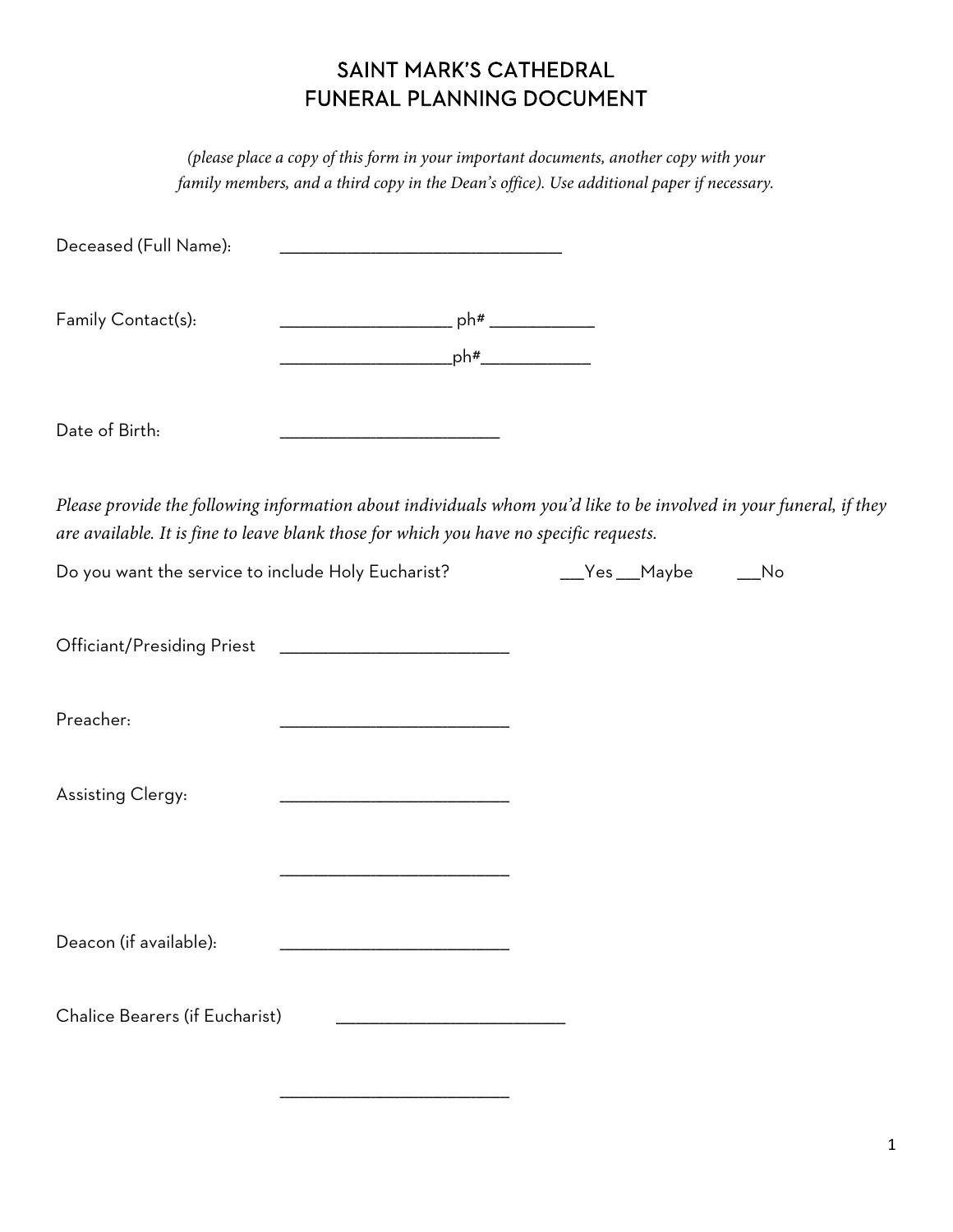# SAINT MARK'S CATHEDRAL
# FUNERAL PLANNING DOCUMENT

*(please place a copy of this form in your important documents, another copy with your family members, and a third copy in the Dean's office). Use additional paper if necessary.*

Deceased (Full Name): ______________________________

Family Contact(s): __________________ ph# ___________

__________________ph#___________

Date of Birth: _______________________

*Please provide the following information about individuals whom you'd like to be involved in your funeral, if they are available. It is fine to leave blank those for which you have no specific requests.*

Do you want the service to include Holy Eucharist? ___Yes ___Maybe ___No

Officiant/Presiding Priest ________________________

Preacher: ________________________

Assisting Clergy: ________________________

________________________

Deacon (if available): ________________________

Chalice Bearers (if Eucharist) ________________________

________________________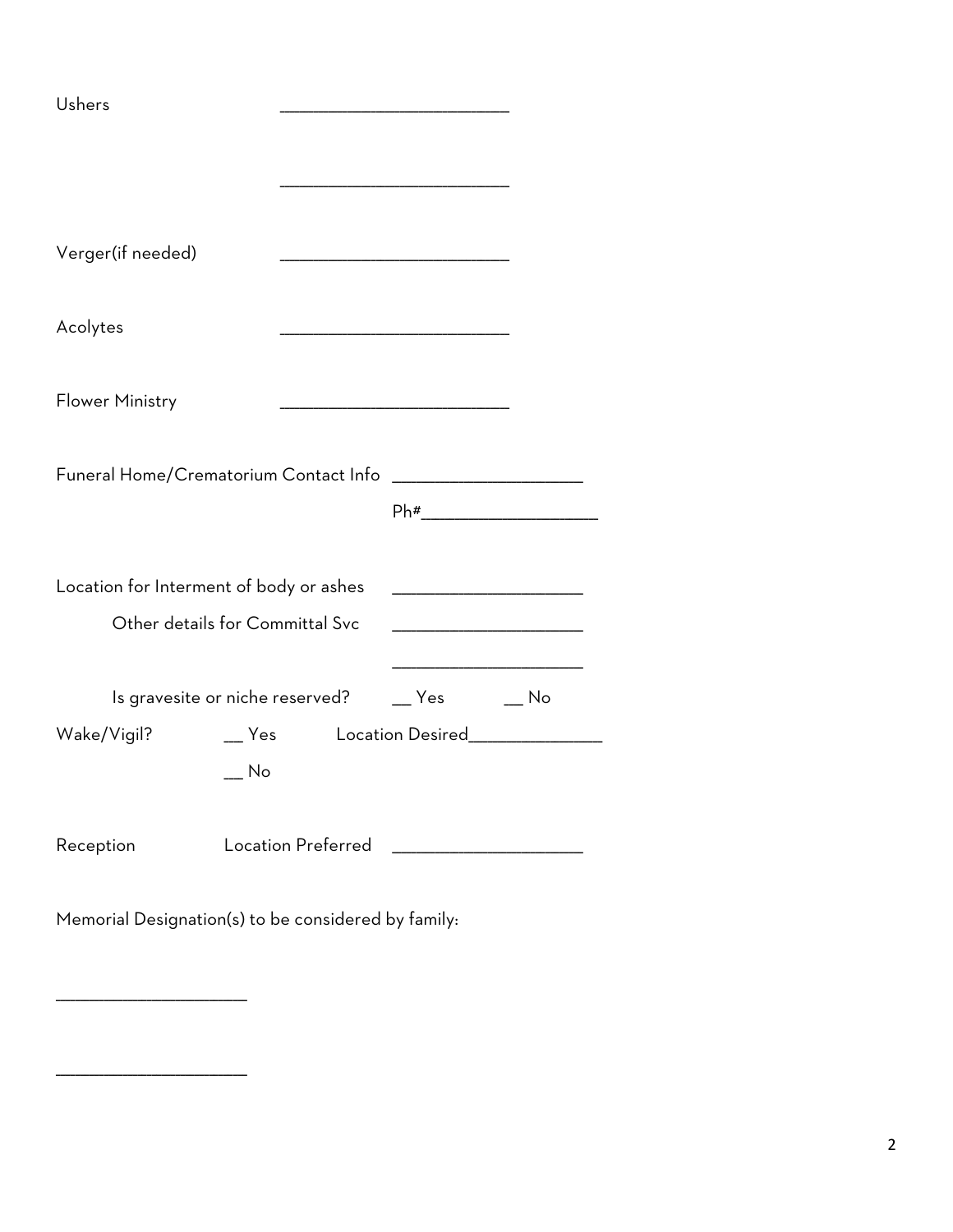Ushers ____________________________

____________________________

Verger(if needed) ____________________________

Acolytes ____________________________

Flower Ministry ____________________________

Funeral Home/Crematorium Contact Info ________________________

Ph#______________________

Location for Interment of body or ashes ________________________

Other details for Committal Svc ________________________

________________________

Is gravesite or niche reserved? __ Yes __ No

Wake/Vigil? __ Yes Location Desired________________

__ No

Reception Location Preferred ________________________

Memorial Designation(s) to be considered by family:

________________________

________________________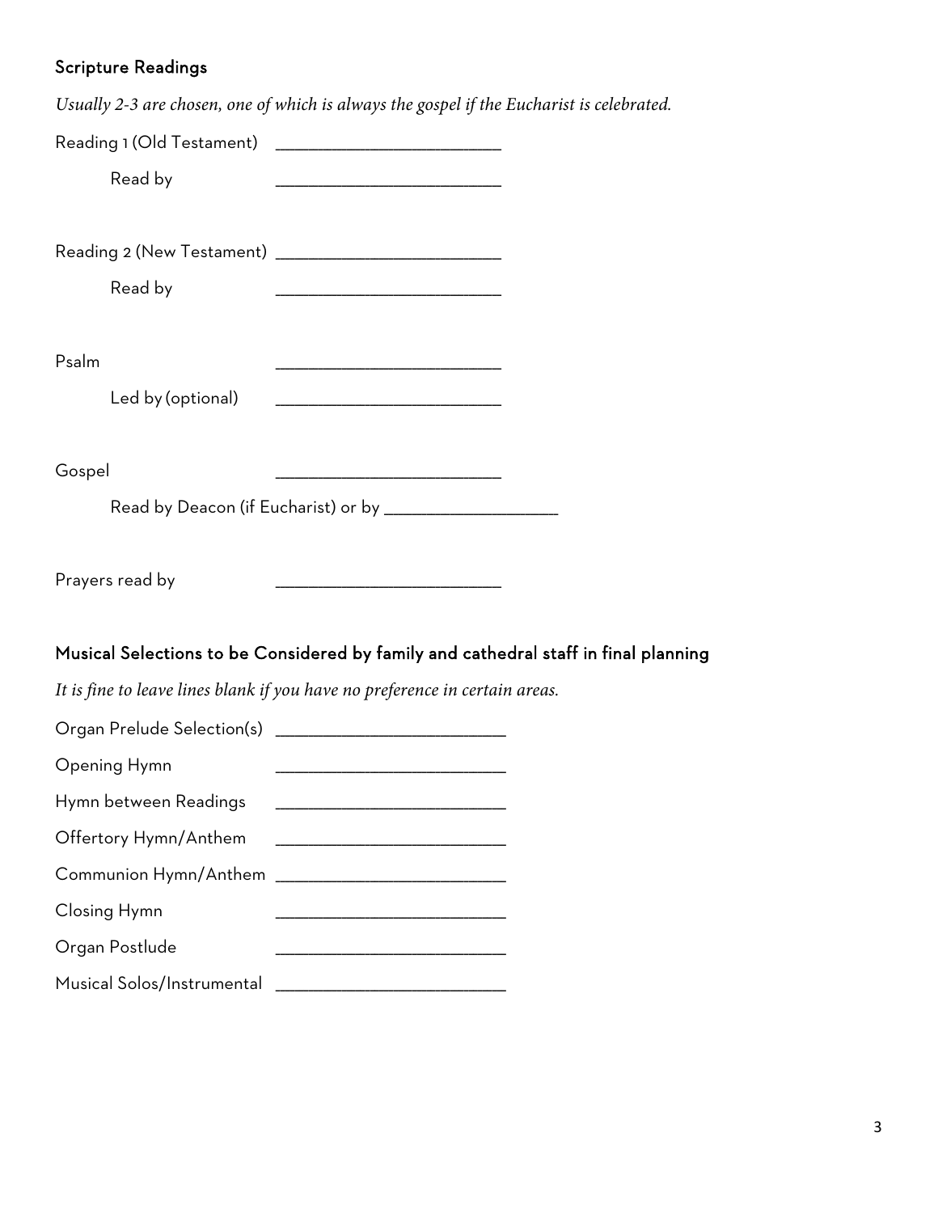## Scripture Readings

*Usually 2-3 are chosen, one of which is always the gospel if the Eucharist is celebrated.*

Reading 1 (Old Testament) ________________________

Read by ________________________

Reading 2 (New Testament) ________________________

Read by ________________________

Psalm ________________________

Led by (optional) ________________________

Gospel ________________________

Read by Deacon (if Eucharist) or by __________________

Prayers read by ________________________

## Musical Selections to be Considered by family and cathedral staff in final planning

*It is fine to leave lines blank if you have no preference in certain areas.*

Organ Prelude Selection(s) ________________________

Opening Hymn ________________________

Hymn between Readings ________________________

Offertory Hymn/Anthem ________________________

Communion Hymn/Anthem ________________________

Closing Hymn ________________________

Organ Postlude ________________________

Musical Solos/Instrumental ________________________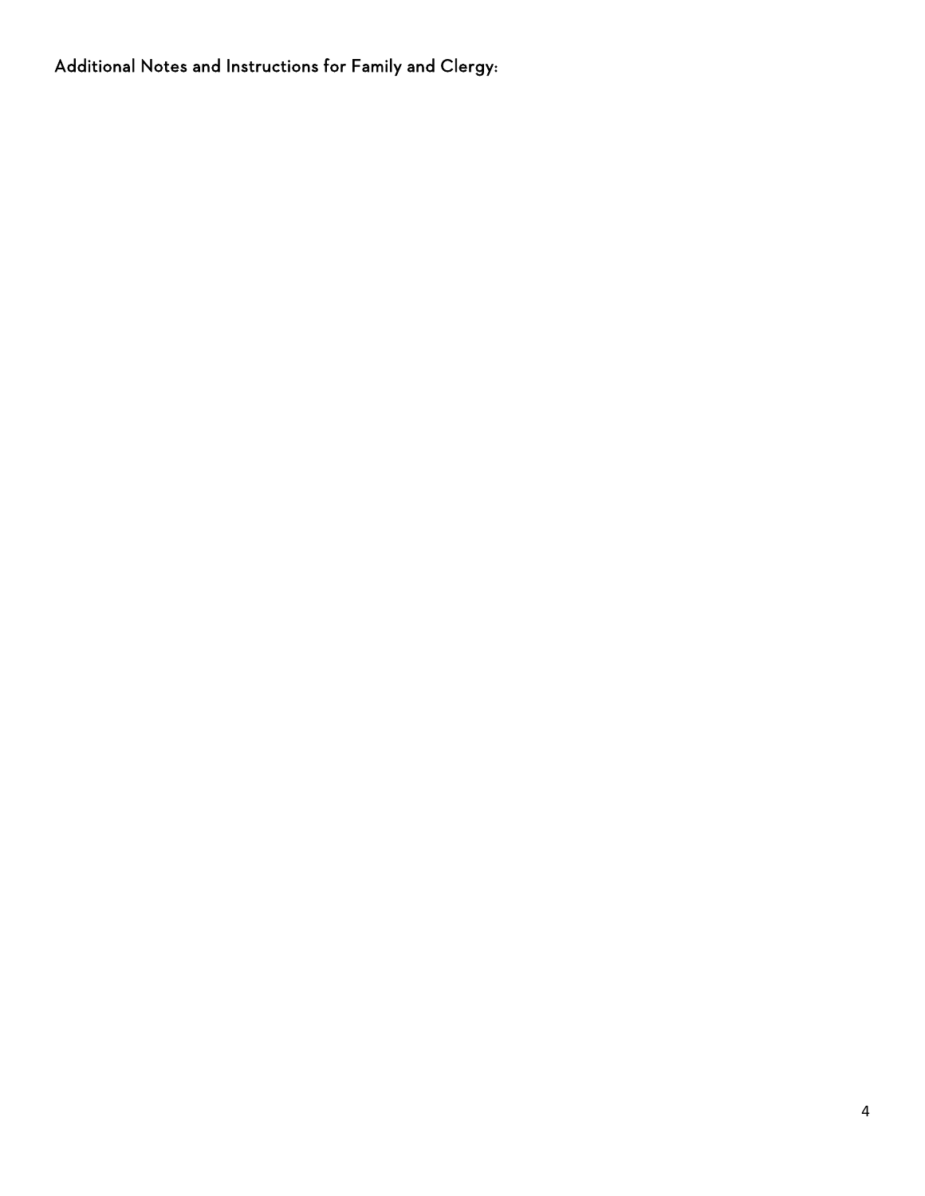Additional Notes and Instructions for Family and Clergy: